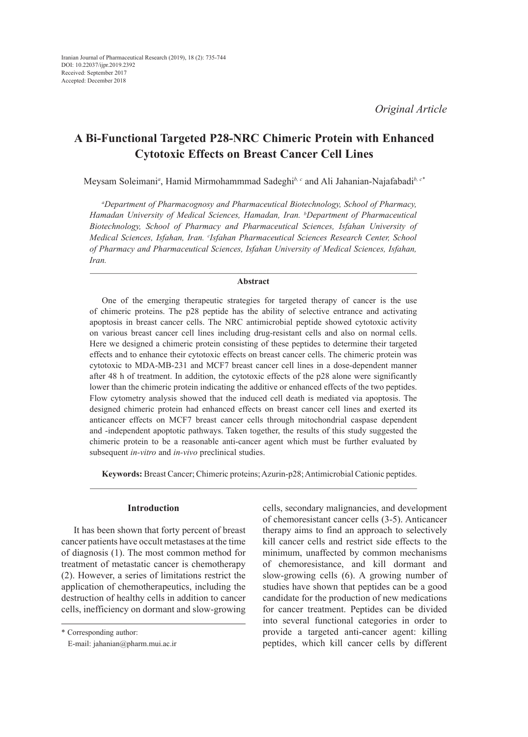Iranian Journal of Pharmaceutical Research (2019), 18 (2): 735-744
DOI: 10.22037/ijpr.2019.2392
Received: September 2017
Accepted: December 2018

*Original Article*

# A Bi-Functional Targeted P28-NRC Chimeric Protein with Enhanced Cytotoxic Effects on Breast Cancer Cell Lines

Meysam Soleimani[a], Hamid Mirmohammmad Sadeghi[b, c] and Ali Jahanian-Najafabadi[b, c]*

*[a]Department of Pharmacognosy and Pharmaceutical Biotechnology, School of Pharmacy, Hamadan University of Medical Sciences, Hamadan, Iran. [b]Department of Pharmaceutical Biotechnology, School of Pharmacy and Pharmaceutical Sciences, Isfahan University of Medical Sciences, Isfahan, Iran. [c]Isfahan Pharmaceutical Sciences Research Center, School of Pharmacy and Pharmaceutical Sciences, Isfahan University of Medical Sciences, Isfahan, Iran.*

## Abstract

One of the emerging therapeutic strategies for targeted therapy of cancer is the use of chimeric proteins. The p28 peptide has the ability of selective entrance and activating apoptosis in breast cancer cells. The NRC antimicrobial peptide showed cytotoxic activity on various breast cancer cell lines including drug-resistant cells and also on normal cells. Here we designed a chimeric protein consisting of these peptides to determine their targeted effects and to enhance their cytotoxic effects on breast cancer cells. The chimeric protein was cytotoxic to MDA-MB-231 and MCF7 breast cancer cell lines in a dose-dependent manner after 48 h of treatment. In addition, the cytotoxic effects of the p28 alone were significantly lower than the chimeric protein indicating the additive or enhanced effects of the two peptides. Flow cytometry analysis showed that the induced cell death is mediated via apoptosis. The designed chimeric protein had enhanced effects on breast cancer cell lines and exerted its anticancer effects on MCF7 breast cancer cells through mitochondrial caspase dependent and -independent apoptotic pathways. Taken together, the results of this study suggested the chimeric protein to be a reasonable anti-cancer agent which must be further evaluated by subsequent *in-vitro* and *in-vivo* preclinical studies.

**Keywords:** Breast Cancer; Chimeric proteins; Azurin-p28; Antimicrobial Cationic peptides.

## Introduction

It has been shown that forty percent of breast cancer patients have occult metastases at the time of diagnosis (1). The most common method for treatment of metastatic cancer is chemotherapy (2). However, a series of limitations restrict the application of chemotherapeutics, including the destruction of healthy cells in addition to cancer cells, inefficiency on dormant and slow-growing cells, secondary malignancies, and development of chemoresistant cancer cells (3-5). Anticancer therapy aims to find an approach to selectively kill cancer cells and restrict side effects to the minimum, unaffected by common mechanisms of chemoresistance, and kill dormant and slow-growing cells (6). A growing number of studies have shown that peptides can be a good candidate for the production of new medications for cancer treatment. Peptides can be divided into several functional categories in order to provide a targeted anti-cancer agent: killing peptides, which kill cancer cells by different

\* Corresponding author:
E-mail: jahanian@pharm.mui.ac.ir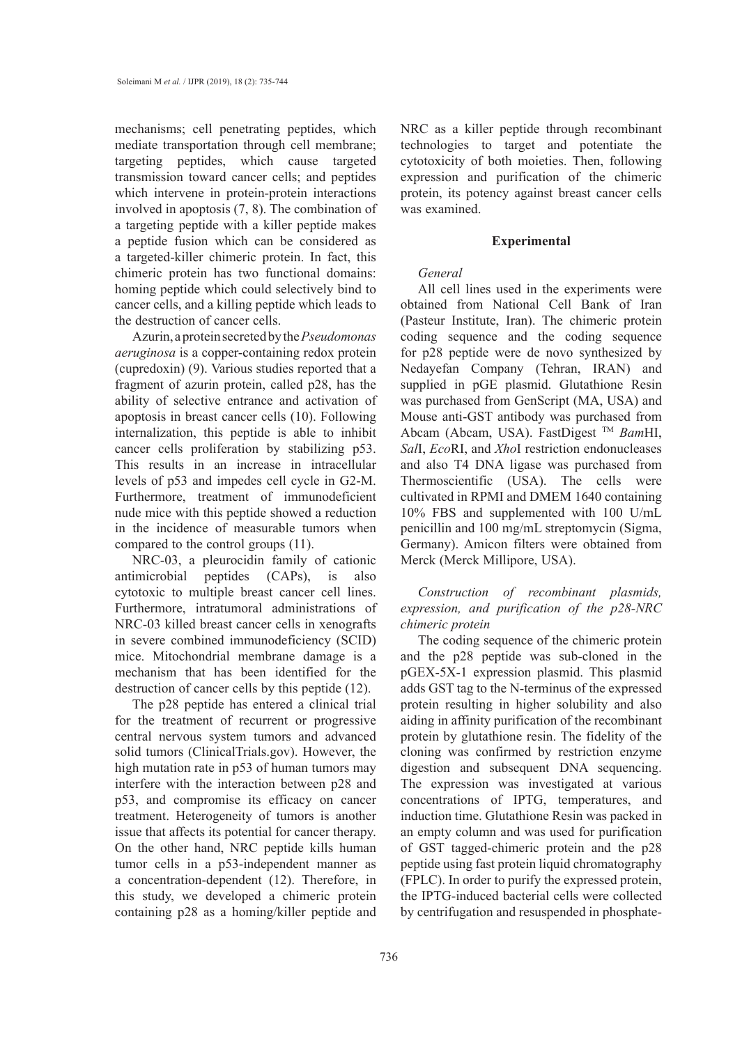mechanisms; cell penetrating peptides, which mediate transportation through cell membrane; targeting peptides, which cause targeted transmission toward cancer cells; and peptides which intervene in protein-protein interactions involved in apoptosis (7, 8). The combination of a targeting peptide with a killer peptide makes a peptide fusion which can be considered as a targeted-killer chimeric protein. In fact, this chimeric protein has two functional domains: homing peptide which could selectively bind to cancer cells, and a killing peptide which leads to the destruction of cancer cells.

Azurin, a protein secreted by the *Pseudomonas aeruginosa* is a copper-containing redox protein (cupredoxin) (9). Various studies reported that a fragment of azurin protein, called p28, has the ability of selective entrance and activation of apoptosis in breast cancer cells (10). Following internalization, this peptide is able to inhibit cancer cells proliferation by stabilizing p53. This results in an increase in intracellular levels of p53 and impedes cell cycle in G2-M. Furthermore, treatment of immunodeficient nude mice with this peptide showed a reduction in the incidence of measurable tumors when compared to the control groups (11).

NRC-03, a pleurocidin family of cationic antimicrobial peptides (CAPs), is also cytotoxic to multiple breast cancer cell lines. Furthermore, intratumoral administrations of NRC-03 killed breast cancer cells in xenografts in severe combined immunodeficiency (SCID) mice. Mitochondrial membrane damage is a mechanism that has been identified for the destruction of cancer cells by this peptide (12).

The p28 peptide has entered a clinical trial for the treatment of recurrent or progressive central nervous system tumors and advanced solid tumors (ClinicalTrials.gov). However, the high mutation rate in p53 of human tumors may interfere with the interaction between p28 and p53, and compromise its efficacy on cancer treatment. Heterogeneity of tumors is another issue that affects its potential for cancer therapy. On the other hand, NRC peptide kills human tumor cells in a p53-independent manner as a concentration-dependent (12). Therefore, in this study, we developed a chimeric protein containing p28 as a homing/killer peptide and NRC as a killer peptide through recombinant technologies to target and potentiate the cytotoxicity of both moieties. Then, following expression and purification of the chimeric protein, its potency against breast cancer cells was examined.

## Experimental

*General*

All cell lines used in the experiments were obtained from National Cell Bank of Iran (Pasteur Institute, Iran). The chimeric protein coding sequence and the coding sequence for p28 peptide were de novo synthesized by Nedayefan Company (Tehran, IRAN) and supplied in pGE plasmid. Glutathione Resin was purchased from GenScript (MA, USA) and Mouse anti-GST antibody was purchased from Abcam (Abcam, USA). FastDigest ™ *Bam*HI, *Sal*I, *Eco*RI, and *Xho*I restriction endonucleases and also T4 DNA ligase was purchased from Thermoscientific (USA). The cells were cultivated in RPMI and DMEM 1640 containing 10% FBS and supplemented with 100 U/mL penicillin and 100 mg/mL streptomycin (Sigma, Germany). Amicon filters were obtained from Merck (Merck Millipore, USA).

*Construction of recombinant plasmids, expression, and purification of the p28-NRC chimeric protein*

The coding sequence of the chimeric protein and the p28 peptide was sub-cloned in the pGEX-5X-1 expression plasmid. This plasmid adds GST tag to the N-terminus of the expressed protein resulting in higher solubility and also aiding in affinity purification of the recombinant protein by glutathione resin. The fidelity of the cloning was confirmed by restriction enzyme digestion and subsequent DNA sequencing. The expression was investigated at various concentrations of IPTG, temperatures, and induction time. Glutathione Resin was packed in an empty column and was used for purification of GST tagged-chimeric protein and the p28 peptide using fast protein liquid chromatography (FPLC). In order to purify the expressed protein, the IPTG-induced bacterial cells were collected by centrifugation and resuspended in phosphate-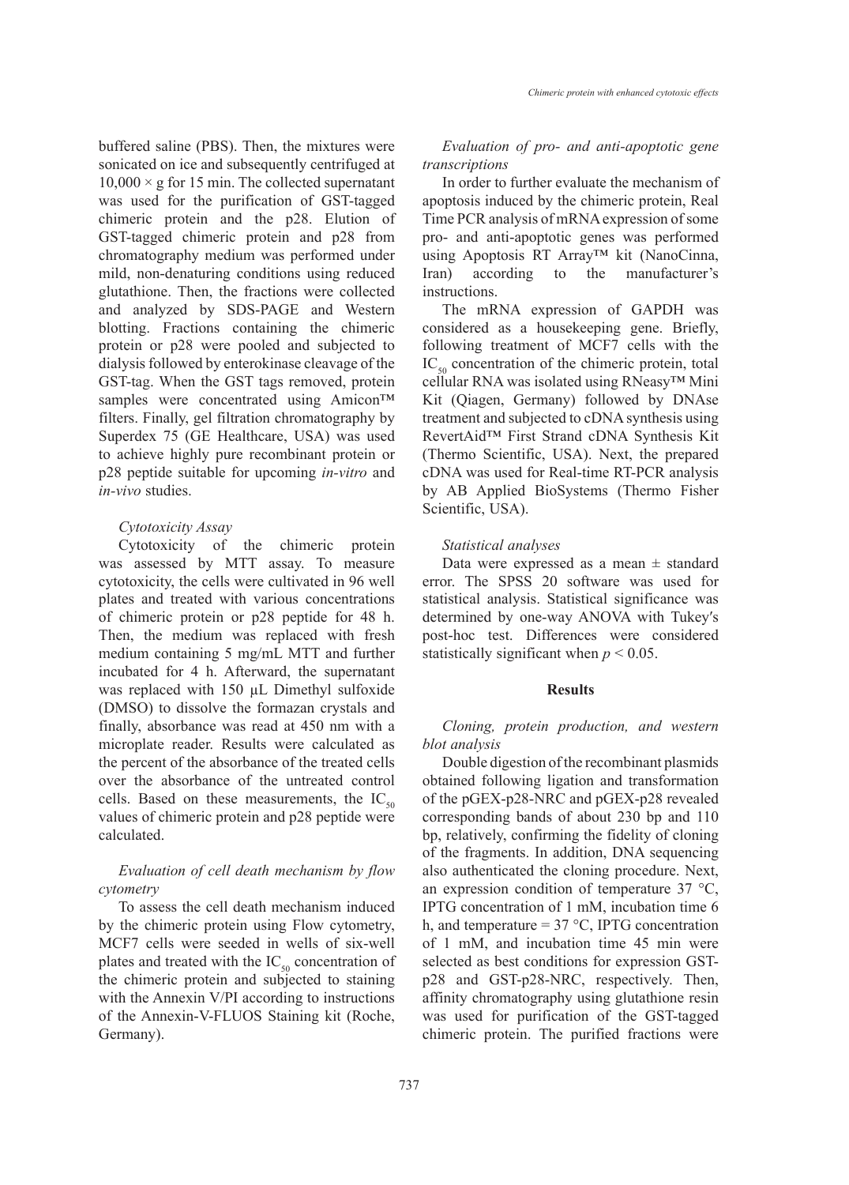buffered saline (PBS). Then, the mixtures were sonicated on ice and subsequently centrifuged at 10,000 × g for 15 min. The collected supernatant was used for the purification of GST-tagged chimeric protein and the p28. Elution of GST-tagged chimeric protein and p28 from chromatography medium was performed under mild, non-denaturing conditions using reduced glutathione. Then, the fractions were collected and analyzed by SDS-PAGE and Western blotting. Fractions containing the chimeric protein or p28 were pooled and subjected to dialysis followed by enterokinase cleavage of the GST-tag. When the GST tags removed, protein samples were concentrated using Amicon™ filters. Finally, gel filtration chromatography by Superdex 75 (GE Healthcare, USA) was used to achieve highly pure recombinant protein or p28 peptide suitable for upcoming *in-vitro* and *in-vivo* studies.

### *Cytotoxicity Assay*

Cytotoxicity of the chimeric protein was assessed by MTT assay. To measure cytotoxicity, the cells were cultivated in 96 well plates and treated with various concentrations of chimeric protein or p28 peptide for 48 h. Then, the medium was replaced with fresh medium containing 5 mg/mL MTT and further incubated for 4 h. Afterward, the supernatant was replaced with 150 µL Dimethyl sulfoxide (DMSO) to dissolve the formazan crystals and finally, absorbance was read at 450 nm with a microplate reader. Results were calculated as the percent of the absorbance of the treated cells over the absorbance of the untreated control cells. Based on these measurements, the $IC_{50}$ values of chimeric protein and p28 peptide were calculated.

### *Evaluation of cell death mechanism by flow cytometry*

To assess the cell death mechanism induced by the chimeric protein using Flow cytometry, MCF7 cells were seeded in wells of six-well plates and treated with the $IC_{50}$ concentration of the chimeric protein and subjected to staining with the Annexin V/PI according to instructions of the Annexin-V-FLUOS Staining kit (Roche, Germany).

### *Evaluation of pro- and anti-apoptotic gene transcriptions*

In order to further evaluate the mechanism of apoptosis induced by the chimeric protein, Real Time PCR analysis of mRNA expression of some pro- and anti-apoptotic genes was performed using Apoptosis RT Array™ kit (NanoCinna, Iran) according to the manufacturer's instructions.

The mRNA expression of GAPDH was considered as a housekeeping gene. Briefly, following treatment of MCF7 cells with the $IC_{50}$ concentration of the chimeric protein, total cellular RNA was isolated using RNeasy™ Mini Kit (Qiagen, Germany) followed by DNAse treatment and subjected to cDNA synthesis using RevertAid™ First Strand cDNA Synthesis Kit (Thermo Scientific, USA). Next, the prepared cDNA was used for Real-time RT-PCR analysis by AB Applied BioSystems (Thermo Fisher Scientific, USA).

### *Statistical analyses*

Data were expressed as a mean ± standard error. The SPSS 20 software was used for statistical analysis. Statistical significance was determined by one-way ANOVA with Tukey′s post-hoc test. Differences were considered statistically significant when $p < 0.05$.

## Results

### *Cloning, protein production, and western blot analysis*

Double digestion of the recombinant plasmids obtained following ligation and transformation of the pGEX-p28-NRC and pGEX-p28 revealed corresponding bands of about 230 bp and 110 bp, relatively, confirming the fidelity of cloning of the fragments. In addition, DNA sequencing also authenticated the cloning procedure. Next, an expression condition of temperature 37 °C, IPTG concentration of 1 mM, incubation time 6 h, and temperature = 37 °C, IPTG concentration of 1 mM, and incubation time 45 min were selected as best conditions for expression GST-p28 and GST-p28-NRC, respectively. Then, affinity chromatography using glutathione resin was used for purification of the GST-tagged chimeric protein. The purified fractions were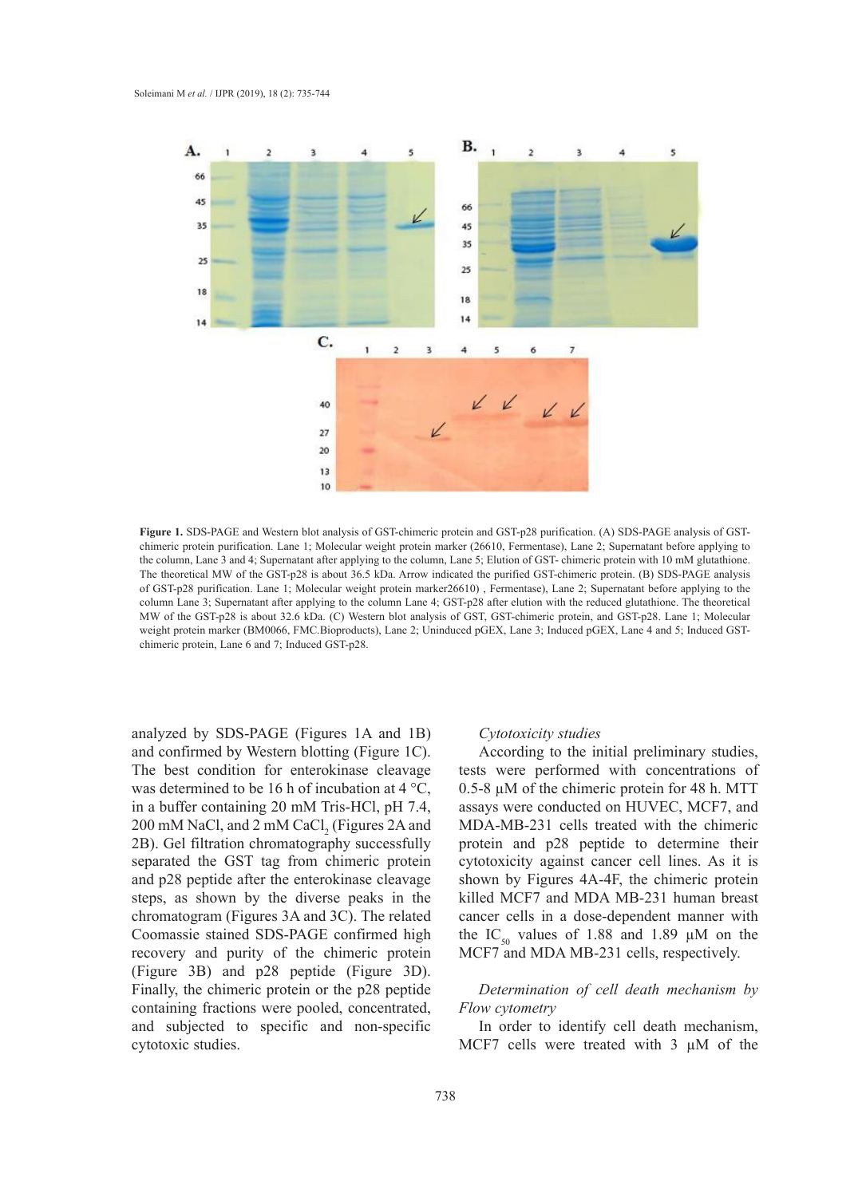**Figure 1.** SDS-PAGE and Western blot analysis of GST-chimeric protein and GST-p28 purification. (A) SDS-PAGE analysis of GST-chimeric protein purification. Lane 1; Molecular weight protein marker (26610, Fermentase), Lane 2; Supernatant before applying to the column, Lane 3 and 4; Supernatant after applying to the column, Lane 5; Elution of GST- chimeric protein with 10 mM glutathione. The theoretical MW of the GST-p28 is about 36.5 kDa. Arrow indicated the purified GST-chimeric protein. (B) SDS-PAGE analysis of GST-p28 purification. Lane 1; Molecular weight protein marker26610) , Fermentase), Lane 2; Supernatant before applying to the column Lane 3; Supernatant after applying to the column Lane 4; GST-p28 after elution with the reduced glutathione. The theoretical MW of the GST-p28 is about 32.6 kDa. (C) Western blot analysis of GST, GST-chimeric protein, and GST-p28. Lane 1; Molecular weight protein marker (BM0066, FMC.Bioproducts), Lane 2; Uninduced pGEX, Lane 3; Induced pGEX, Lane 4 and 5; Induced GST-chimeric protein, Lane 6 and 7; Induced GST-p28.

analyzed by SDS-PAGE (Figures 1A and 1B) and confirmed by Western blotting (Figure 1C). The best condition for enterokinase cleavage was determined to be 16 h of incubation at 4 °C, in a buffer containing 20 mM Tris-HCl, pH 7.4, 200 mM NaCl, and 2 mM $CaCl_2$ (Figures 2A and 2B). Gel filtration chromatography successfully separated the GST tag from chimeric protein and p28 peptide after the enterokinase cleavage steps, as shown by the diverse peaks in the chromatogram (Figures 3A and 3C). The related Coomassie stained SDS-PAGE confirmed high recovery and purity of the chimeric protein (Figure 3B) and p28 peptide (Figure 3D). Finally, the chimeric protein or the p28 peptide containing fractions were pooled, concentrated, and subjected to specific and non-specific cytotoxic studies.

*Cytotoxicity studies*

According to the initial preliminary studies, tests were performed with concentrations of 0.5-8 µM of the chimeric protein for 48 h. MTT assays were conducted on HUVEC, MCF7, and MDA-MB-231 cells treated with the chimeric protein and p28 peptide to determine their cytotoxicity against cancer cell lines. As it is shown by Figures 4A-4F, the chimeric protein killed MCF7 and MDA MB-231 human breast cancer cells in a dose-dependent manner with the $IC_{50}$ values of 1.88 and 1.89 µM on the MCF7 and MDA MB-231 cells, respectively.

*Determination of cell death mechanism by Flow cytometry*

In order to identify cell death mechanism, MCF7 cells were treated with 3 µM of the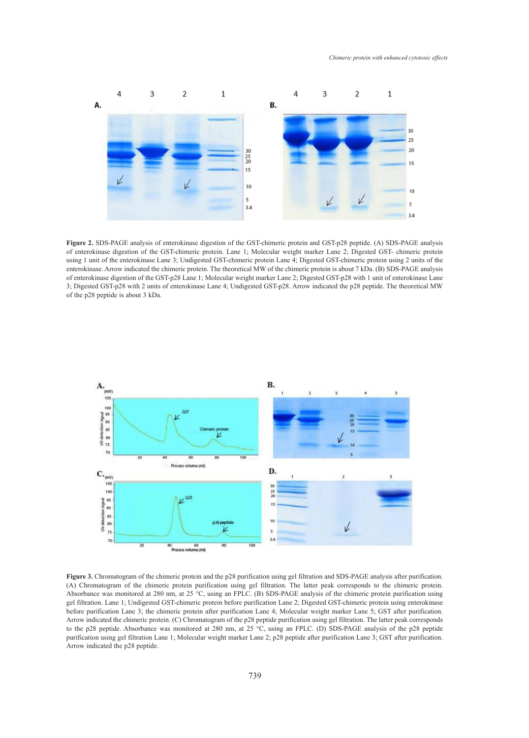**Figure 2.** SDS-PAGE analysis of enterokinase digestion of the GST-chimeric protein and GST-p28 peptide. (A) SDS-PAGE analysis of enterokinase digestion of the GST-chimeric protein. Lane 1; Molecular weight marker Lane 2; Digested GST- chimeric protein using 1 unit of the enterokinase Lane 3; Undigested GST-chimeric protein Lane 4; Digested GST-chimeric protein using 2 units of the enterokinase. Arrow indicated the chimeric protein. The theoretical MW of the chimeric protein is about 7 kDa. (B) SDS-PAGE analysis of enterokinase digestion of the GST-p28 Lane 1; Molecular weight marker Lane 2; Digested GST-p28 with 1 unit of enterokinase Lane 3; Digested GST-p28 with 2 units of enterokinase Lane 4; Undigested GST-p28. Arrow indicated the p28 peptide. The theoretical MW of the p28 peptide is about 3 kDa.

**Figure 3.** Chromatogram of the chimeric protein and the p28 purification using gel filtration and SDS-PAGE analysis after purification. (A) Chromatogram of the chimeric protein purification using gel filtration. The latter peak corresponds to the chimeric protein. Absorbance was monitored at 280 nm, at 25 °C, using an FPLC. (B) SDS-PAGE analysis of the chimeric protein purification using gel filtration. Lane 1; Undigested GST-chimeric protein before purification Lane 2; Digested GST-chimeric protein using enterokinase before purification Lane 3; the chimeric protein after purification Lane 4; Molecular weight marker Lane 5; GST after purification. Arrow indicated the chimeric protein. (C) Chromatogram of the p28 peptide purification using gel filtration. The latter peak corresponds to the p28 peptide. Absorbance was monitored at 280 nm, at 25 °C, using an FPLC. (D) SDS-PAGE analysis of the p28 peptide purification using gel filtration Lane 1; Molecular weight marker Lane 2; p28 peptide after purification Lane 3; GST after purification. Arrow indicated the p28 peptide.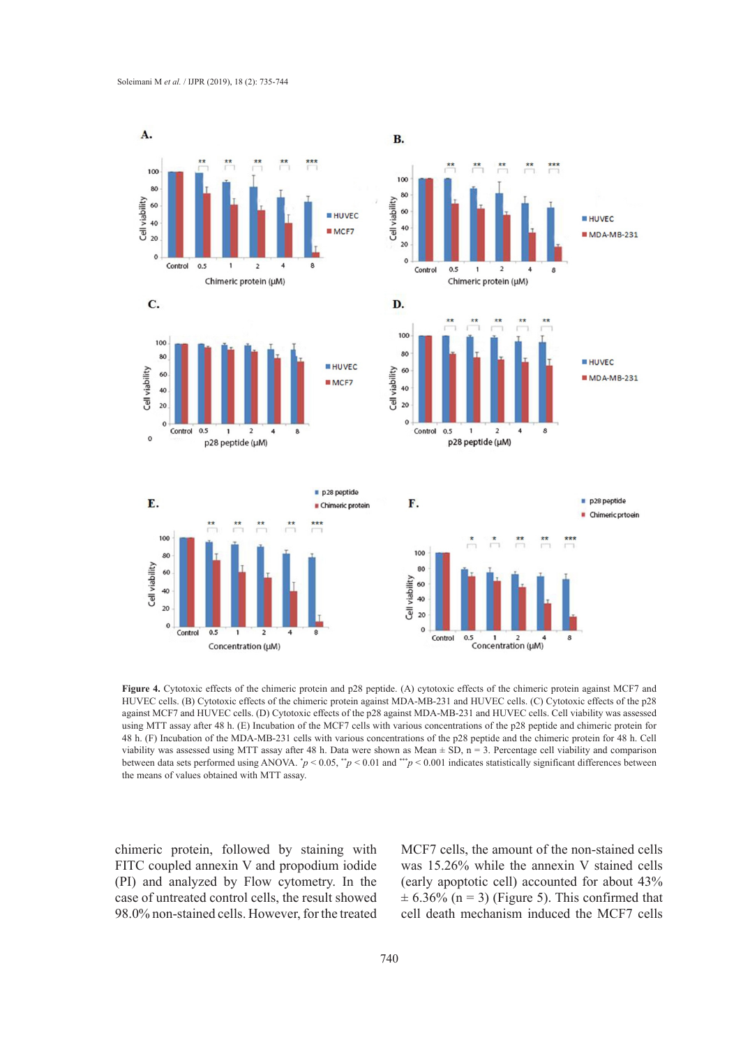**Figure 4.** Cytotoxic effects of the chimeric protein and p28 peptide. (A) cytotoxic effects of the chimeric protein against MCF7 and HUVEC cells. (B) Cytotoxic effects of the chimeric protein against MDA-MB-231 and HUVEC cells. (C) Cytotoxic effects of the p28 against MCF7 and HUVEC cells. (D) Cytotoxic effects of the p28 against MDA-MB-231 and HUVEC cells. Cell viability was assessed using MTT assay after 48 h. (E) Incubation of the MCF7 cells with various concentrations of the p28 peptide and chimeric protein for 48 h. (F) Incubation of the MDA-MB-231 cells with various concentrations of the p28 peptide and the chimeric protein for 48 h. Cell viability was assessed using MTT assay after 48 h. Data were shown as Mean ± SD, n = 3. Percentage cell viability and comparison between data sets performed using ANOVA. $^{*}p < 0.05$, $^{**}p < 0.01$ and $^{***}p < 0.001$ indicates statistically significant differences between the means of values obtained with MTT assay.

chimeric protein, followed by staining with FITC coupled annexin V and propodium iodide (PI) and analyzed by Flow cytometry. In the case of untreated control cells, the result showed 98.0% non-stained cells. However, for the treated MCF7 cells, the amount of the non-stained cells was 15.26% while the annexin V stained cells (early apoptotic cell) accounted for about 43% ± 6.36% (n = 3) (Figure 5). This confirmed that cell death mechanism induced the MCF7 cells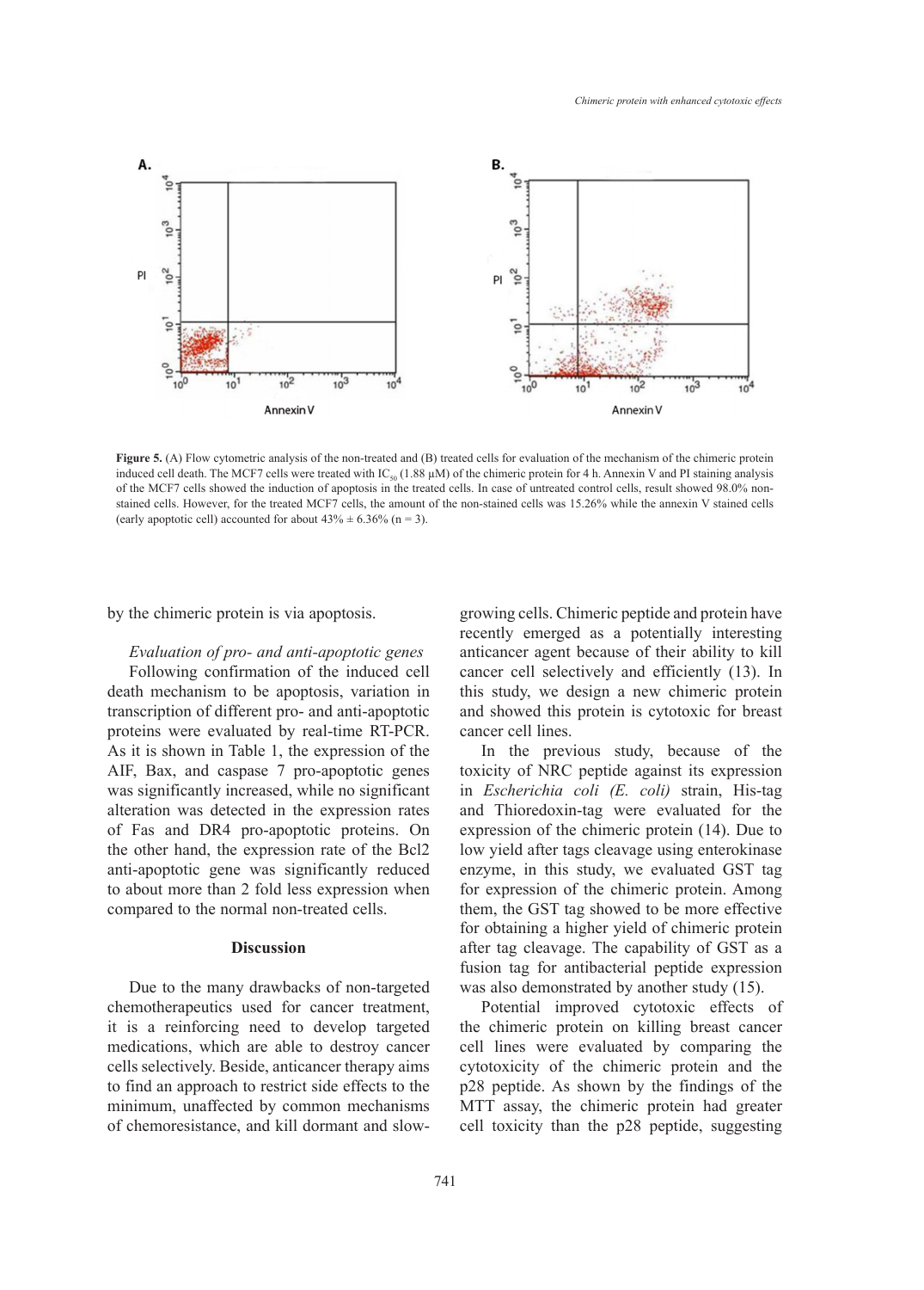**Figure 5.** (A) Flow cytometric analysis of the non-treated and (B) treated cells for evaluation of the mechanism of the chimeric protein induced cell death. The MCF7 cells were treated with $IC_{50}$ (1.88 μM) of the chimeric protein for 4 h. Annexin V and PI staining analysis of the MCF7 cells showed the induction of apoptosis in the treated cells. In case of untreated control cells, result showed 98.0% non-stained cells. However, for the treated MCF7 cells, the amount of the non-stained cells was 15.26% while the annexin V stained cells (early apoptotic cell) accounted for about 43% ± 6.36% (n = 3).

by the chimeric protein is via apoptosis.

*Evaluation of pro- and anti-apoptotic genes*

Following confirmation of the induced cell death mechanism to be apoptosis, variation in transcription of different pro- and anti-apoptotic proteins were evaluated by real-time RT-PCR. As it is shown in Table 1, the expression of the AIF, Bax, and caspase 7 pro-apoptotic genes was significantly increased, while no significant alteration was detected in the expression rates of Fas and DR4 pro-apoptotic proteins. On the other hand, the expression rate of the Bcl2 anti-apoptotic gene was significantly reduced to about more than 2 fold less expression when compared to the normal non-treated cells.

## Discussion

Due to the many drawbacks of non-targeted chemotherapeutics used for cancer treatment, it is a reinforcing need to develop targeted medications, which are able to destroy cancer cells selectively. Beside, anticancer therapy aims to find an approach to restrict side effects to the minimum, unaffected by common mechanisms of chemoresistance, and kill dormant and slow-growing cells. Chimeric peptide and protein have recently emerged as a potentially interesting anticancer agent because of their ability to kill cancer cell selectively and efficiently (13). In this study, we design a new chimeric protein and showed this protein is cytotoxic for breast cancer cell lines.

In the previous study, because of the toxicity of NRC peptide against its expression in *Escherichia coli (E. coli)* strain, His-tag and Thioredoxin-tag were evaluated for the expression of the chimeric protein (14). Due to low yield after tags cleavage using enterokinase enzyme, in this study, we evaluated GST tag for expression of the chimeric protein. Among them, the GST tag showed to be more effective for obtaining a higher yield of chimeric protein after tag cleavage. The capability of GST as a fusion tag for antibacterial peptide expression was also demonstrated by another study (15).

Potential improved cytotoxic effects of the chimeric protein on killing breast cancer cell lines were evaluated by comparing the cytotoxicity of the chimeric protein and the p28 peptide. As shown by the findings of the MTT assay, the chimeric protein had greater cell toxicity than the p28 peptide, suggesting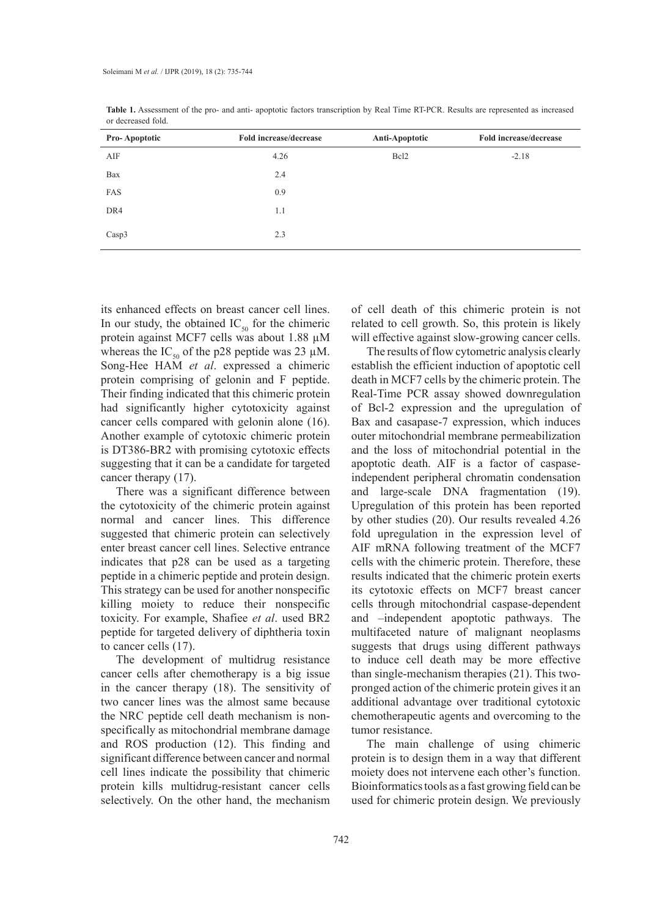**Table 1.** Assessment of the pro- and anti- apoptotic factors transcription by Real Time RT-PCR. Results are represented as increased or decreased fold.

| Pro- Apoptotic | Fold increase/decrease | Anti-Apoptotic | Fold increase/decrease |
|---|---|---|---|
| AIF | 4.26 | Bcl2 | -2.18 |
| Bax | 2.4 | | |
| FAS | 0.9 | | |
| DR4 | 1.1 | | |
| Casp3 | 2.3 | | |

its enhanced effects on breast cancer cell lines. In our study, the obtained $IC_{50}$ for the chimeric protein against MCF7 cells was about 1.88 µM whereas the $IC_{50}$ of the p28 peptide was 23 µM. Song-Hee HAM *et al*. expressed a chimeric protein comprising of gelonin and F peptide. Their finding indicated that this chimeric protein had significantly higher cytotoxicity against cancer cells compared with gelonin alone (16). Another example of cytotoxic chimeric protein is DT386-BR2 with promising cytotoxic effects suggesting that it can be a candidate for targeted cancer therapy (17).

There was a significant difference between the cytotoxicity of the chimeric protein against normal and cancer lines. This difference suggested that chimeric protein can selectively enter breast cancer cell lines. Selective entrance indicates that p28 can be used as a targeting peptide in a chimeric peptide and protein design. This strategy can be used for another nonspecific killing moiety to reduce their nonspecific toxicity. For example, Shafiee *et al*. used BR2 peptide for targeted delivery of diphtheria toxin to cancer cells (17).

The development of multidrug resistance cancer cells after chemotherapy is a big issue in the cancer therapy (18). The sensitivity of two cancer lines was the almost same because the NRC peptide cell death mechanism is non-specifically as mitochondrial membrane damage and ROS production (12). This finding and significant difference between cancer and normal cell lines indicate the possibility that chimeric protein kills multidrug-resistant cancer cells selectively. On the other hand, the mechanism of cell death of this chimeric protein is not related to cell growth. So, this protein is likely will effective against slow-growing cancer cells.

The results of flow cytometric analysis clearly establish the efficient induction of apoptotic cell death in MCF7 cells by the chimeric protein. The Real-Time PCR assay showed downregulation of Bcl-2 expression and the upregulation of Bax and casapase-7 expression, which induces outer mitochondrial membrane permeabilization and the loss of mitochondrial potential in the apoptotic death. AIF is a factor of caspase-independent peripheral chromatin condensation and large-scale DNA fragmentation (19). Upregulation of this protein has been reported by other studies (20). Our results revealed 4.26 fold upregulation in the expression level of AIF mRNA following treatment of the MCF7 cells with the chimeric protein. Therefore, these results indicated that the chimeric protein exerts its cytotoxic effects on MCF7 breast cancer cells through mitochondrial caspase-dependent and –independent apoptotic pathways. The multifaceted nature of malignant neoplasms suggests that drugs using different pathways to induce cell death may be more effective than single-mechanism therapies (21). This two-pronged action of the chimeric protein gives it an additional advantage over traditional cytotoxic chemotherapeutic agents and overcoming to the tumor resistance.

The main challenge of using chimeric protein is to design them in a way that different moiety does not intervene each other's function. Bioinformatics tools as a fast growing field can be used for chimeric protein design. We previously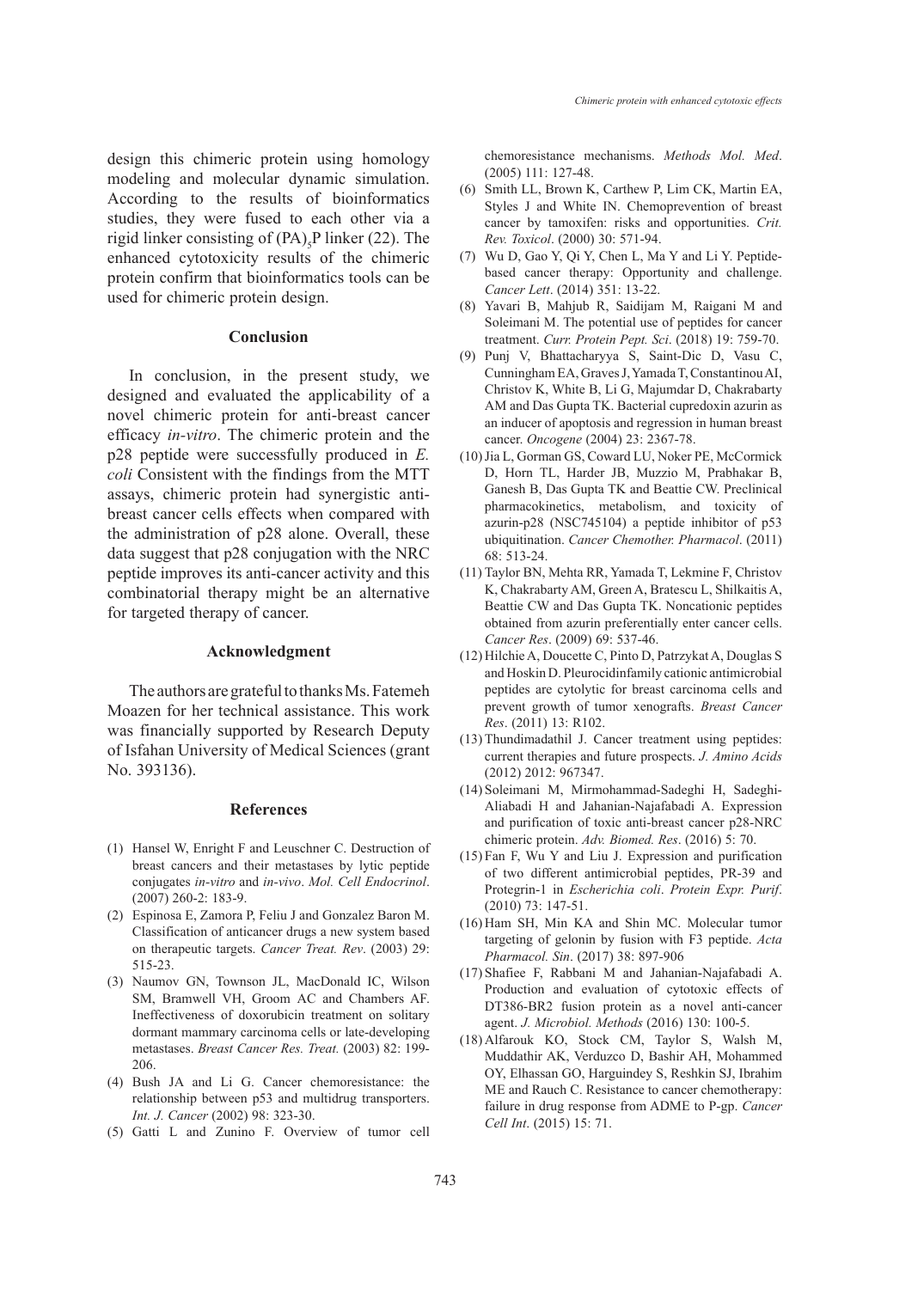design this chimeric protein using homology modeling and molecular dynamic simulation. According to the results of bioinformatics studies, they were fused to each other via a rigid linker consisting of $(PA)_5P$ linker (22). The enhanced cytotoxicity results of the chimeric protein confirm that bioinformatics tools can be used for chimeric protein design.

## Conclusion

In conclusion, in the present study, we designed and evaluated the applicability of a novel chimeric protein for anti-breast cancer efficacy *in-vitro*. The chimeric protein and the p28 peptide were successfully produced in *E. coli* Consistent with the findings from the MTT assays, chimeric protein had synergistic anti-breast cancer cells effects when compared with the administration of p28 alone. Overall, these data suggest that p28 conjugation with the NRC peptide improves its anti-cancer activity and this combinatorial therapy might be an alternative for targeted therapy of cancer.

## Acknowledgment

The authors are grateful to thanks Ms. Fatemeh Moazen for her technical assistance. This work was financially supported by Research Deputy of Isfahan University of Medical Sciences (grant No. 393136).

## References

(1) Hansel W, Enright F and Leuschner C. Destruction of breast cancers and their metastases by lytic peptide conjugates *in-vitro* and *in-vivo*. *Mol. Cell Endocrinol*. (2007) 260-2: 183-9.

(2) Espinosa E, Zamora P, Feliu J and Gonzalez Baron M. Classification of anticancer drugs a new system based on therapeutic targets. *Cancer Treat. Rev*. (2003) 29: 515-23.

(3) Naumov GN, Townson JL, MacDonald IC, Wilson SM, Bramwell VH, Groom AC and Chambers AF. Ineffectiveness of doxorubicin treatment on solitary dormant mammary carcinoma cells or late-developing metastases. *Breast Cancer Res. Treat.* (2003) 82: 199-206.

(4) Bush JA and Li G. Cancer chemoresistance: the relationship between p53 and multidrug transporters. *Int. J. Cancer* (2002) 98: 323-30.

(5) Gatti L and Zunino F. Overview of tumor cell chemoresistance mechanisms. *Methods Mol. Med*. (2005) 111: 127-48.

(6) Smith LL, Brown K, Carthew P, Lim CK, Martin EA, Styles J and White IN. Chemoprevention of breast cancer by tamoxifen: risks and opportunities. *Crit. Rev. Toxicol*. (2000) 30: 571-94.

(7) Wu D, Gao Y, Qi Y, Chen L, Ma Y and Li Y. Peptide-based cancer therapy: Opportunity and challenge. *Cancer Lett*. (2014) 351: 13-22.

(8) Yavari B, Mahjub R, Saidijam M, Raigani M and Soleimani M. The potential use of peptides for cancer treatment. *Curr. Protein Pept. Sci*. (2018) 19: 759-70.

(9) Punj V, Bhattacharyya S, Saint-Dic D, Vasu C, Cunningham EA, Graves J, Yamada T, Constantinou AI, Christov K, White B, Li G, Majumdar D, Chakrabarty AM and Das Gupta TK. Bacterial cupredoxin azurin as an inducer of apoptosis and regression in human breast cancer. *Oncogene* (2004) 23: 2367-78.

(10) Jia L, Gorman GS, Coward LU, Noker PE, McCormick D, Horn TL, Harder JB, Muzzio M, Prabhakar B, Ganesh B, Das Gupta TK and Beattie CW. Preclinical pharmacokinetics, metabolism, and toxicity of azurin-p28 (NSC745104) a peptide inhibitor of p53 ubiquitination. *Cancer Chemother. Pharmacol*. (2011) 68: 513-24.

(11) Taylor BN, Mehta RR, Yamada T, Lekmine F, Christov K, Chakrabarty AM, Green A, Bratescu L, Shilkaitis A, Beattie CW and Das Gupta TK. Noncationic peptides obtained from azurin preferentially enter cancer cells. *Cancer Res*. (2009) 69: 537-46.

(12) Hilchie A, Doucette C, Pinto D, Patrzykat A, Douglas S and Hoskin D. Pleurocidinfamily cationic antimicrobial peptides are cytolytic for breast carcinoma cells and prevent growth of tumor xenografts. *Breast Cancer Res*. (2011) 13: R102.

(13) Thundimadathil J. Cancer treatment using peptides: current therapies and future prospects. *J. Amino Acids* (2012) 2012: 967347.

(14) Soleimani M, Mirmohammad-Sadeghi H, Sadeghi-Aliabadi H and Jahanian-Najafabadi A. Expression and purification of toxic anti-breast cancer p28-NRC chimeric protein. *Adv. Biomed. Res*. (2016) 5: 70.

(15) Fan F, Wu Y and Liu J. Expression and purification of two different antimicrobial peptides, PR-39 and Protegrin-1 in *Escherichia coli*. *Protein Expr. Purif*. (2010) 73: 147-51.

(16) Ham SH, Min KA and Shin MC. Molecular tumor targeting of gelonin by fusion with F3 peptide. *Acta Pharmacol. Sin*. (2017) 38: 897-906

(17) Shafiee F, Rabbani M and Jahanian-Najafabadi A. Production and evaluation of cytotoxic effects of DT386-BR2 fusion protein as a novel anti-cancer agent. *J. Microbiol. Methods* (2016) 130: 100-5.

(18) Alfarouk KO, Stock CM, Taylor S, Walsh M, Muddathir AK, Verduzco D, Bashir AH, Mohammed OY, Elhassan GO, Harguindey S, Reshkin SJ, Ibrahim ME and Rauch C. Resistance to cancer chemotherapy: failure in drug response from ADME to P-gp. *Cancer Cell Int*. (2015) 15: 71.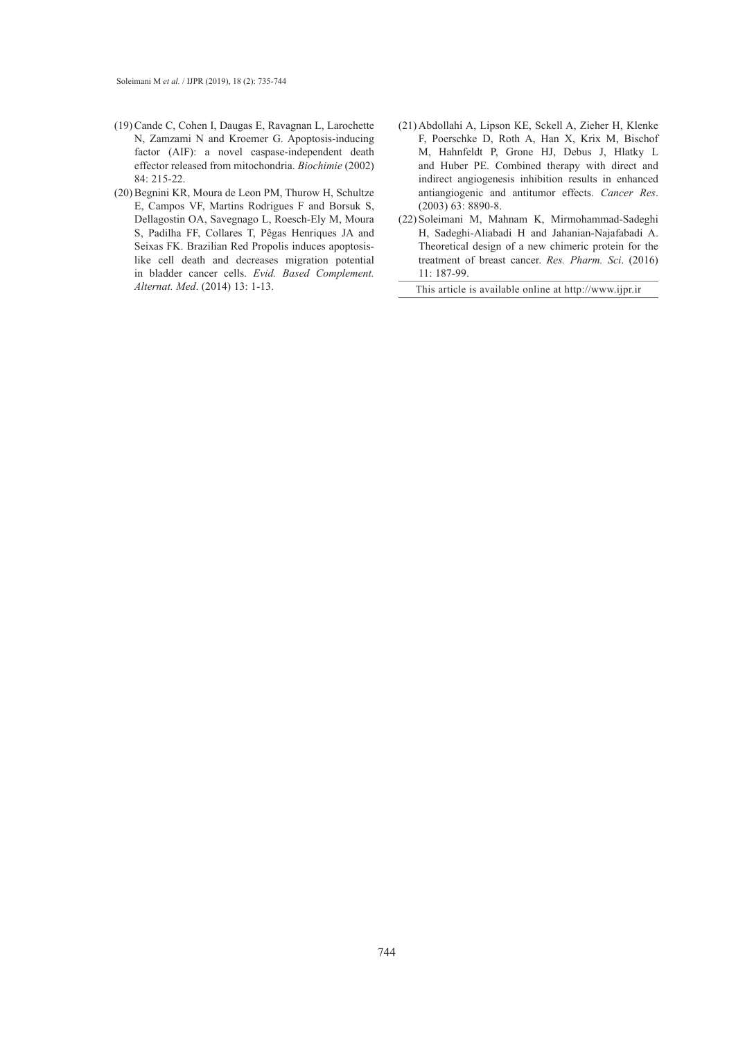(19) Cande C, Cohen I, Daugas E, Ravagnan L, Larochette N, Zamzami N and Kroemer G. Apoptosis-inducing factor (AIF): a novel caspase-independent death effector released from mitochondria. *Biochimie* (2002) 84: 215-22.

(20) Begnini KR, Moura de Leon PM, Thurow H, Schultze E, Campos VF, Martins Rodrigues F and Borsuk S, Dellagostin OA, Savegnago L, Roesch-Ely M, Moura S, Padilha FF, Collares T, Pêgas Henriques JA and Seixas FK. Brazilian Red Propolis induces apoptosis-like cell death and decreases migration potential in bladder cancer cells. *Evid. Based Complement. Alternat. Med*. (2014) 13: 1-13.

(21) Abdollahi A, Lipson KE, Sckell A, Zieher H, Klenke F, Poerschke D, Roth A, Han X, Krix M, Bischof M, Hahnfeldt P, Grone HJ, Debus J, Hlatky L and Huber PE. Combined therapy with direct and indirect angiogenesis inhibition results in enhanced antiangiogenic and antitumor effects. *Cancer Res*. (2003) 63: 8890-8.

(22) Soleimani M, Mahnam K, Mirmohammad-Sadeghi H, Sadeghi-Aliabadi H and Jahanian-Najafabadi A. Theoretical design of a new chimeric protein for the treatment of breast cancer. *Res. Pharm. Sci*. (2016) 11: 187-99.

This article is available online at http://www.ijpr.ir